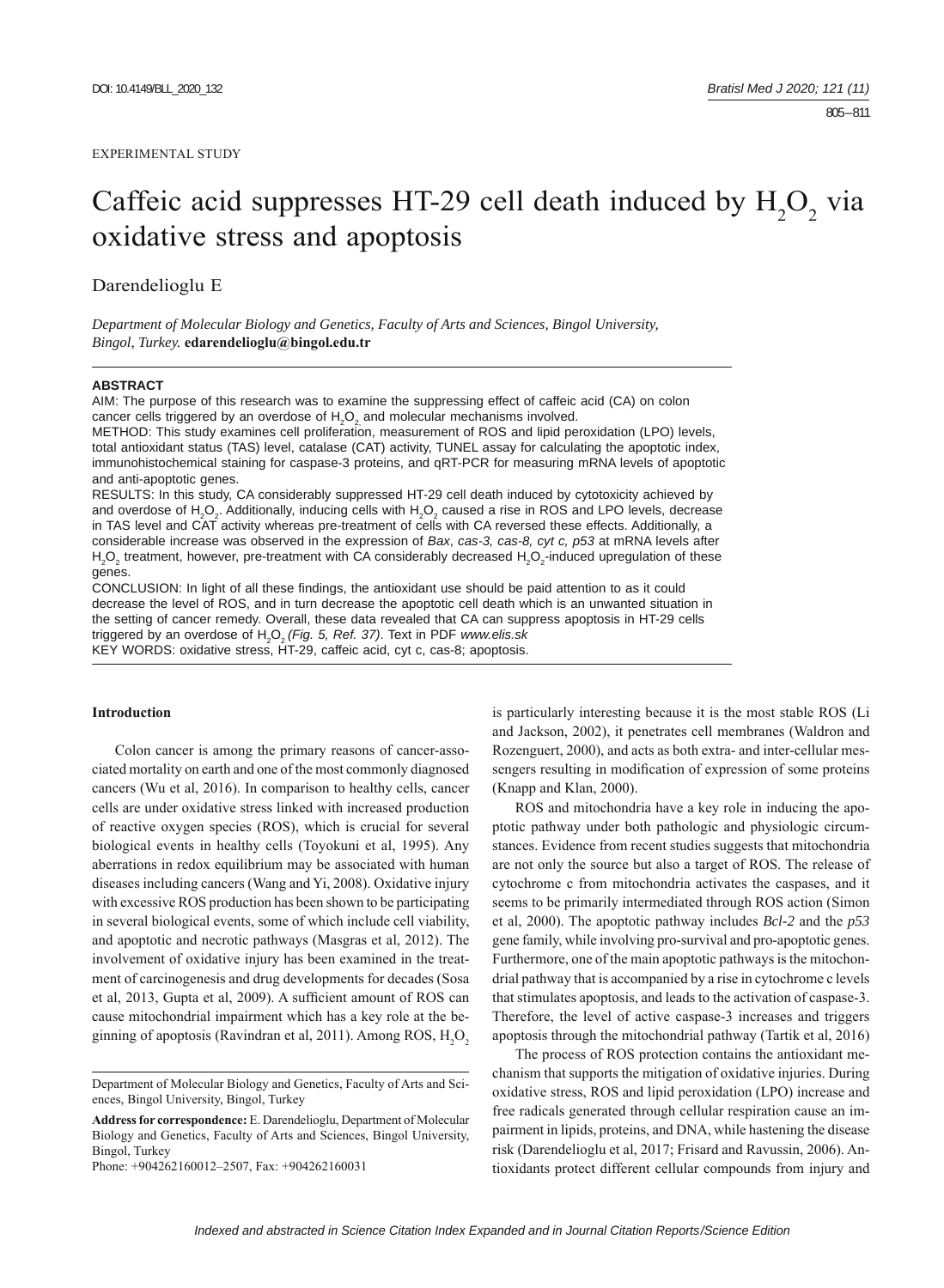EXPERIMENTAL STUDY

# Caffeic acid suppresses HT-29 cell death induced by $H_2O_2$ via oxidative stress and apoptosis

Darendelioglu E

*Department of Molecular Biology and Genetics, Faculty of Arts and Sciences, Bingol University, Bingol, Turkey.* **edarendelioglu@bingol.edu.tr**

**ABSTRACT**

AIM: The purpose of this research was to examine the suppressing effect of caffeic acid (CA) on colon cancer cells triggered by an overdose of $H_2O_2$ and molecular mechanisms involved.

METHOD: This study examines cell proliferation, measurement of ROS and lipid peroxidation (LPO) levels, total antioxidant status (TAS) level, catalase (CAT) activity, TUNEL assay for calculating the apoptotic index, immunohistochemical staining for caspase-3 proteins, and qRT-PCR for measuring mRNA levels of apoptotic and anti-apoptotic genes.

RESULTS: In this study, CA considerably suppressed HT-29 cell death induced by cytotoxicity achieved by and overdose of $H_2O_2$. Additionally, inducing cells with $H_2O_2$ caused a rise in ROS and LPO levels, decrease in TAS level and CAT activity whereas pre-treatment of cells with CA reversed these effects. Additionally, a considerable increase was observed in the expression of *Bax*, *cas-3, cas-8, cyt c, p53* at mRNA levels after $H_2O_2$ treatment, however, pre-treatment with CA considerably decreased $H_2O_2$-induced upregulation of these genes.

CONCLUSION: In light of all these findings, the antioxidant use should be paid attention to as it could decrease the level of ROS, and in turn decrease the apoptotic cell death which is an unwanted situation in the setting of cancer remedy. Overall, these data revealed that CA can suppress apoptosis in HT-29 cells triggered by an overdose of $H_2O_2$ *(Fig. 5, Ref. 37)*. Text in PDF *www.elis.sk*

KEY WORDS: oxidative stress, HT-29, caffeic acid, cyt c, cas-8; apoptosis.

## Introduction

Colon cancer is among the primary reasons of cancer-associated mortality on earth and one of the most commonly diagnosed cancers (Wu et al, 2016). In comparison to healthy cells, cancer cells are under oxidative stress linked with increased production of reactive oxygen species (ROS), which is crucial for several biological events in healthy cells (Toyokuni et al, 1995). Any aberrations in redox equilibrium may be associated with human diseases including cancers (Wang and Yi, 2008). Oxidative injury with excessive ROS production has been shown to be participating in several biological events, some of which include cell viability, and apoptotic and necrotic pathways (Masgras et al, 2012). The involvement of oxidative injury has been examined in the treatment of carcinogenesis and drug developments for decades (Sosa et al, 2013, Gupta et al, 2009). A sufficient amount of ROS can cause mitochondrial impairment which has a key role at the beginning of apoptosis (Ravindran et al, 2011). Among ROS, $H_2O_2$ is particularly interesting because it is the most stable ROS (Li and Jackson, 2002), it penetrates cell membranes (Waldron and Rozenguert, 2000), and acts as both extra- and inter-cellular messengers resulting in modification of expression of some proteins (Knapp and Klan, 2000).

ROS and mitochondria have a key role in inducing the apoptotic pathway under both pathologic and physiologic circumstances. Evidence from recent studies suggests that mitochondria are not only the source but also a target of ROS. The release of cytochrome c from mitochondria activates the caspases, and it seems to be primarily intermediated through ROS action (Simon et al, 2000). The apoptotic pathway includes *Bcl-2* and the *p53* gene family, while involving pro-survival and pro-apoptotic genes. Furthermore, one of the main apoptotic pathways is the mitochondrial pathway that is accompanied by a rise in cytochrome c levels that stimulates apoptosis, and leads to the activation of caspase-3. Therefore, the level of active caspase-3 increases and triggers apoptosis through the mitochondrial pathway (Tartik et al, 2016)

The process of ROS protection contains the antioxidant mechanism that supports the mitigation of oxidative injuries. During oxidative stress, ROS and lipid peroxidation (LPO) increase and free radicals generated through cellular respiration cause an impairment in lipids, proteins, and DNA, while hastening the disease risk (Darendelioglu et al, 2017; Frisard and Ravussin, 2006). Antioxidants protect different cellular compounds from injury and

---

Department of Molecular Biology and Genetics, Faculty of Arts and Sciences, Bingol University, Bingol, Turkey

**Address for correspondence:** E. Darendelioglu, Department of Molecular Biology and Genetics, Faculty of Arts and Sciences, Bingol University, Bingol, Turkey

Phone: +904262160012–2507, Fax: +904262160031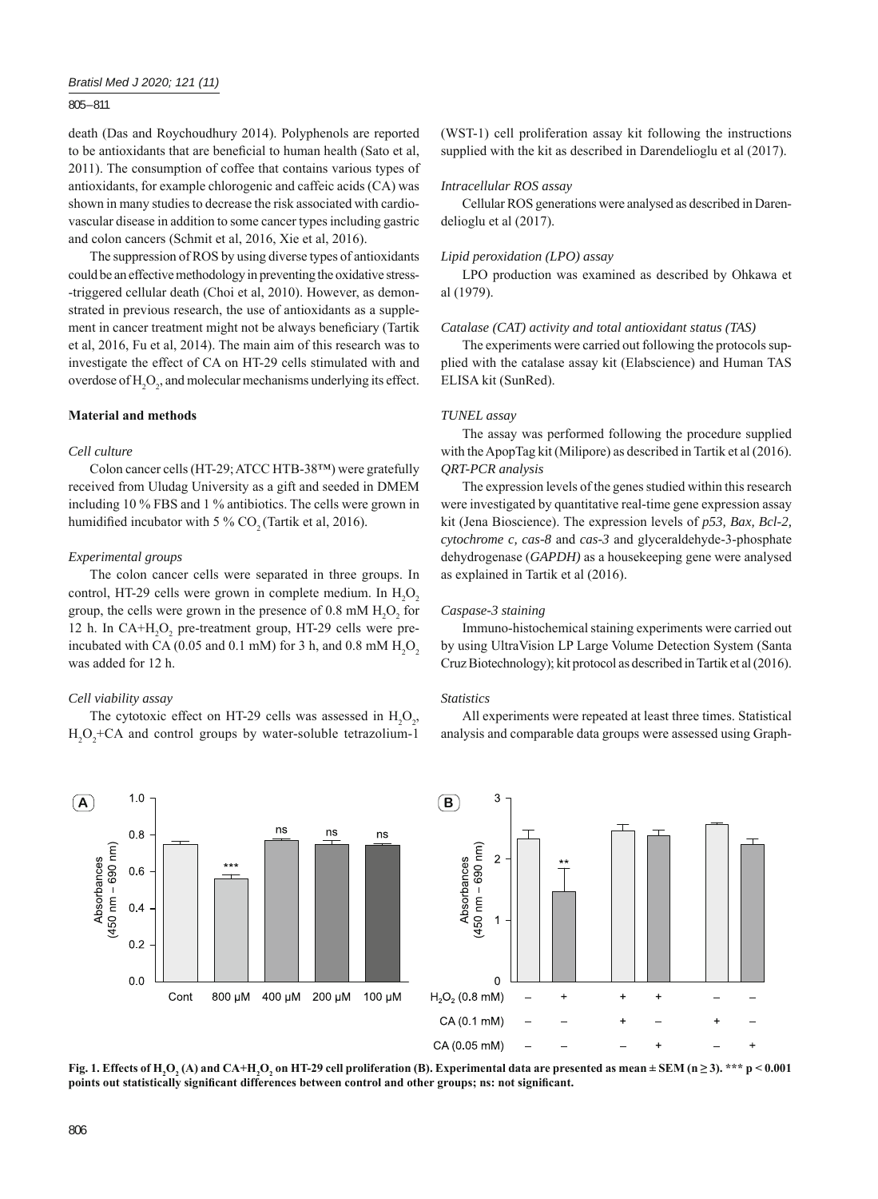death (Das and Roychoudhury 2014). Polyphenols are reported to be antioxidants that are beneficial to human health (Sato et al, 2011). The consumption of coffee that contains various types of antioxidants, for example chlorogenic and caffeic acids (CA) was shown in many studies to decrease the risk associated with cardiovascular disease in addition to some cancer types including gastric and colon cancers (Schmit et al, 2016, Xie et al, 2016).

The suppression of ROS by using diverse types of antioxidants could be an effective methodology in preventing the oxidative stress-triggered cellular death (Choi et al, 2010). However, as demonstrated in previous research, the use of antioxidants as a supplement in cancer treatment might not be always beneficiary (Tartik et al, 2016, Fu et al, 2014). The main aim of this research was to investigate the effect of CA on HT-29 cells stimulated with and overdose of $H_2O_2$, and molecular mechanisms underlying its effect.

## Material and methods

### *Cell culture*

Colon cancer cells (HT-29; ATCC HTB-38™) were gratefully received from Uludag University as a gift and seeded in DMEM including 10 % FBS and 1 % antibiotics. The cells were grown in humidified incubator with 5 % $CO_2$ (Tartik et al, 2016).

### *Experimental groups*

The colon cancer cells were separated in three groups. In control, HT-29 cells were grown in complete medium. In $H_2O_2$ group, the cells were grown in the presence of 0.8 mM $H_2O_2$ for 12 h. In CA+$H_2O_2$ pre-treatment group, HT-29 cells were pre-incubated with CA (0.05 and 0.1 mM) for 3 h, and 0.8 mM $H_2O_2$ was added for 12 h.

### *Cell viability assay*

The cytotoxic effect on HT-29 cells was assessed in $H_2O_2$, $H_2O_2$+CA and control groups by water-soluble tetrazolium-1 (WST-1) cell proliferation assay kit following the instructions supplied with the kit as described in Darendelioglu et al (2017).

### *Intracellular ROS assay*

Cellular ROS generations were analysed as described in Darendelioglu et al (2017).

### *Lipid peroxidation (LPO) assay*

LPO production was examined as described by Ohkawa et al (1979).

### *Catalase (CAT) activity and total antioxidant status (TAS)*

The experiments were carried out following the protocols supplied with the catalase assay kit (Elabscience) and Human TAS ELISA kit (SunRed).

### *TUNEL assay*

The assay was performed following the procedure supplied with the ApopTag kit (Milipore) as described in Tartik et al (2016).

### *QRT-PCR analysis*

The expression levels of the genes studied within this research were investigated by quantitative real-time gene expression assay kit (Jena Bioscience). The expression levels of *p53, Bax, Bcl-2, cytochrome c, cas-8* and *cas-3* and glyceraldehyde-3-phosphate dehydrogenase (*GAPDH)* as a housekeeping gene were analysed as explained in Tartik et al (2016).

### *Caspase-3 staining*

Immuno-histochemical staining experiments were carried out by using UltraVision LP Large Volume Detection System (Santa Cruz Biotechnology); kit protocol as described in Tartik et al (2016).

### *Statistics*

All experiments were repeated at least three times. Statistical analysis and comparable data groups were assessed using Graph-

**Fig. 1. Effects of $H_2O_2$ (A) and CA+$H_2O_2$ on HT-29 cell proliferation (B). Experimental data are presented as mean ± SEM (n ≥ 3). \*\*\* $p < 0.001$ points out statistically significant differences between control and other groups; ns: not significant.**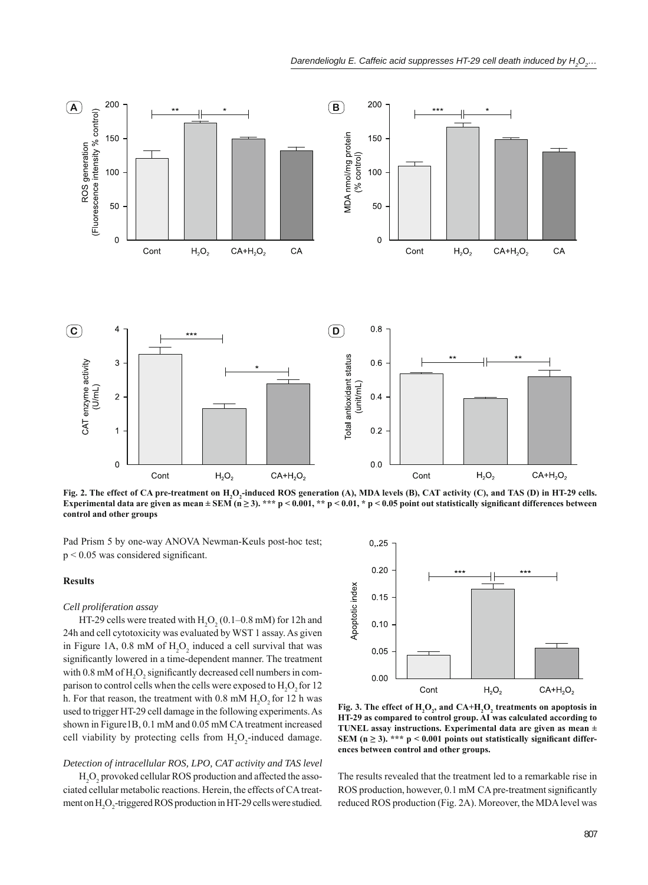Fig. 2. The effect of CA pre-treatment on $H_2O_2$-induced ROS generation (A), MDA levels (B), CAT activity (C), and TAS (D) in HT-29 cells. Experimental data are given as mean ± SEM ($n \geq 3$). *** $p < 0.001$, ** $p < 0.01$, * $p < 0.05$ point out statistically significant differences between control and other groups

Pad Prism 5 by one-way ANOVA Newman-Keuls post-hoc test; $p < 0.05$ was considered significant.

## Results

### *Cell proliferation assay*

HT-29 cells were treated with $H_2O_2$ (0.1–0.8 mM) for 12h and 24h and cell cytotoxicity was evaluated by WST 1 assay. As given in Figure 1A, 0.8 mM of $H_2O_2$ induced a cell survival that was significantly lowered in a time-dependent manner. The treatment with 0.8 mM of $H_2O_2$ significantly decreased cell numbers in comparison to control cells when the cells were exposed to $H_2O_2$ for 12 h. For that reason, the treatment with 0.8 mM $H_2O_2$ for 12 h was used to trigger HT-29 cell damage in the following experiments. As shown in Figure1B, 0.1 mM and 0.05 mM CA treatment increased cell viability by protecting cells from $H_2O_2$-induced damage.

### *Detection of intracellular ROS, LPO, CAT activity and TAS level*

$H_2O_2$ provoked cellular ROS production and affected the associated cellular metabolic reactions. Herein, the effects of CA treatment on $H_2O_2$-triggered ROS production in HT-29 cells were studied. The results revealed that the treatment led to a remarkable rise in ROS production, however, 0.1 mM CA pre-treatment significantly reduced ROS production (Fig. 2A). Moreover, the MDA level was

Fig. 3. The effect of $H_2O_2$, and CA+$H_2O_2$ treatments on apoptosis in HT-29 as compared to control group. AI was calculated according to TUNEL assay instructions. Experimental data are given as mean ± SEM ($n \geq 3$). *** $p < 0.001$ points out statistically significant differences between control and other groups.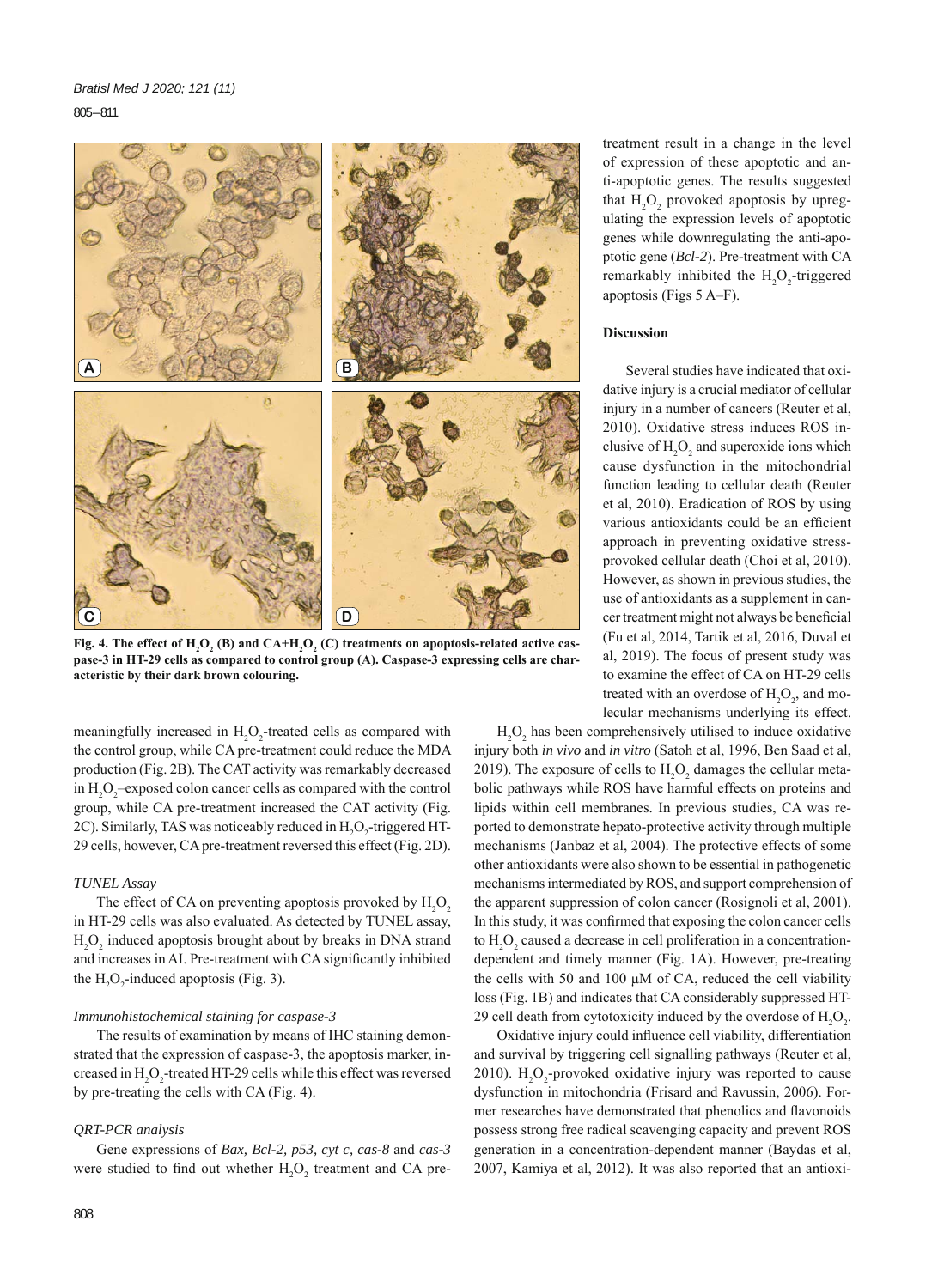Fig. 4. The effect of $H_2O_2$ (B) and CA+$H_2O_2$ (C) treatments on apoptosis-related active caspase-3 in HT-29 cells as compared to control group (A). Caspase-3 expressing cells are characteristic by their dark brown colouring.

meaningfully increased in $H_2O_2$-treated cells as compared with the control group, while CA pre-treatment could reduce the MDA production (Fig. 2B). The CAT activity was remarkably decreased in $H_2O_2$–exposed colon cancer cells as compared with the control group, while CA pre-treatment increased the CAT activity (Fig. 2C). Similarly, TAS was noticeably reduced in $H_2O_2$-triggered HT-29 cells, however, CA pre-treatment reversed this effect (Fig. 2D).

### *TUNEL Assay*

The effect of CA on preventing apoptosis provoked by $H_2O_2$ in HT-29 cells was also evaluated. As detected by TUNEL assay, $H_2O_2$ induced apoptosis brought about by breaks in DNA strand and increases in AI. Pre-treatment with CA significantly inhibited the $H_2O_2$-induced apoptosis (Fig. 3).

### *Immunohistochemical staining for caspase-3*

The results of examination by means of IHC staining demonstrated that the expression of caspase-3, the apoptosis marker, increased in $H_2O_2$-treated HT-29 cells while this effect was reversed by pre-treating the cells with CA (Fig. 4).

### *QRT-PCR analysis*

Gene expressions of *Bax, Bcl-2, p53, cyt c, cas-8* and *cas-3* were studied to find out whether $H_2O_2$ treatment and CA pre-treatment result in a change in the level of expression of these apoptotic and anti-apoptotic genes. The results suggested that $H_2O_2$ provoked apoptosis by upregulating the expression levels of apoptotic genes while downregulating the anti-apoptotic gene (*Bcl-2*). Pre-treatment with CA remarkably inhibited the $H_2O_2$-triggered apoptosis (Figs 5 A–F).

## Discussion

Several studies have indicated that oxidative injury is a crucial mediator of cellular injury in a number of cancers (Reuter et al, 2010). Oxidative stress induces ROS inclusive of $H_2O_2$ and superoxide ions which cause dysfunction in the mitochondrial function leading to cellular death (Reuter et al, 2010). Eradication of ROS by using various antioxidants could be an efficient approach in preventing oxidative stress-provoked cellular death (Choi et al, 2010). However, as shown in previous studies, the use of antioxidants as a supplement in cancer treatment might not always be beneficial (Fu et al, 2014, Tartik et al, 2016, Duval et al, 2019). The focus of present study was to examine the effect of CA on HT-29 cells treated with an overdose of $H_2O_2$, and molecular mechanisms underlying its effect.

$H_2O_2$ has been comprehensively utilised to induce oxidative injury both *in vivo* and *in vitro* (Satoh et al, 1996, Ben Saad et al, 2019). The exposure of cells to $H_2O_2$ damages the cellular metabolic pathways while ROS have harmful effects on proteins and lipids within cell membranes. In previous studies, CA was reported to demonstrate hepato-protective activity through multiple mechanisms (Janbaz et al, 2004). The protective effects of some other antioxidants were also shown to be essential in pathogenetic mechanisms intermediated by ROS, and support comprehension of the apparent suppression of colon cancer (Rosignoli et al, 2001). In this study, it was confirmed that exposing the colon cancer cells to $H_2O_2$ caused a decrease in cell proliferation in a concentration-dependent and timely manner (Fig. 1A). However, pre-treating the cells with 50 and 100 μM of CA, reduced the cell viability loss (Fig. 1B) and indicates that CA considerably suppressed HT-29 cell death from cytotoxicity induced by the overdose of $H_2O_2$.

Oxidative injury could influence cell viability, differentiation and survival by triggering cell signalling pathways (Reuter et al, 2010). $H_2O_2$-provoked oxidative injury was reported to cause dysfunction in mitochondria (Frisard and Ravussin, 2006). Former researches have demonstrated that phenolics and flavonoids possess strong free radical scavenging capacity and prevent ROS generation in a concentration-dependent manner (Baydas et al, 2007, Kamiya et al, 2012). It was also reported that an antioxi-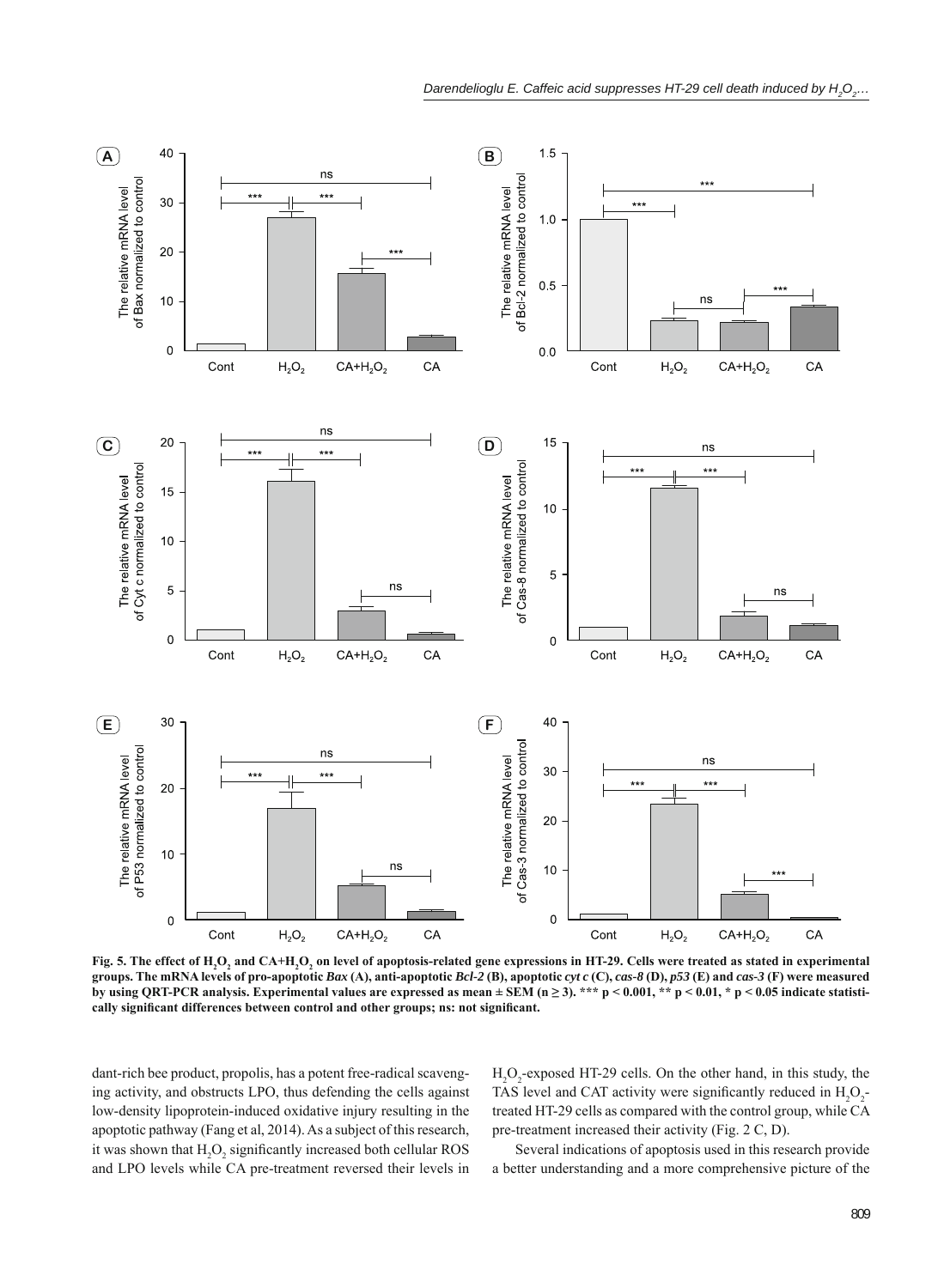**Fig. 5. The effect of $H_2O_2$ and CA+$H_2O_2$ on level of apoptosis-related gene expressions in HT-29. Cells were treated as stated in experimental groups. The mRNA levels of pro-apoptotic *Bax* (A), anti-apoptotic *Bcl-2* (B), apoptotic *cyt c* (C), *cas-8* (D), *p53* (E) and *cas-3* (F) were measured by using QRT-PCR analysis. Experimental values are expressed as mean ± SEM (n ≥ 3). *** $p < 0.001$, ** $p < 0.01$, * $p < 0.05$ indicate statistically significant differences between control and other groups; ns: not significant.**

dant-rich bee product, propolis, has a potent free-radical scavenging activity, and obstructs LPO, thus defending the cells against low-density lipoprotein-induced oxidative injury resulting in the apoptotic pathway (Fang et al, 2014). As a subject of this research, it was shown that $H_2O_2$ significantly increased both cellular ROS and LPO levels while CA pre-treatment reversed their levels in $H_2O_2$-exposed HT-29 cells. On the other hand, in this study, the TAS level and CAT activity were significantly reduced in $H_2O_2$-treated HT-29 cells as compared with the control group, while CA pre-treatment increased their activity (Fig. 2 C, D).

Several indications of apoptosis used in this research provide a better understanding and a more comprehensive picture of the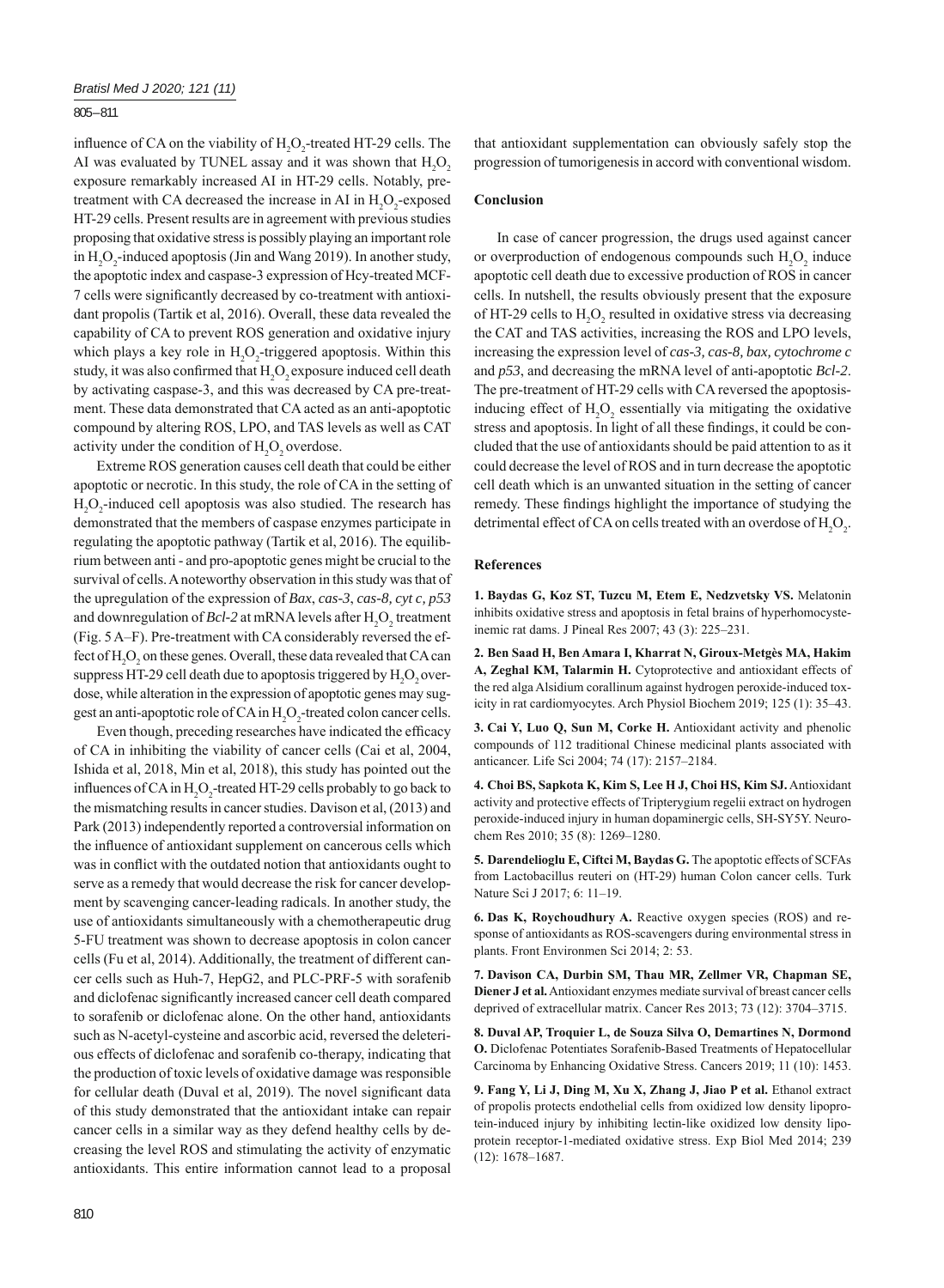influence of CA on the viability of $H_2O_2$-treated HT-29 cells. The AI was evaluated by TUNEL assay and it was shown that $H_2O_2$ exposure remarkably increased AI in HT-29 cells. Notably, pre-treatment with CA decreased the increase in AI in $H_2O_2$-exposed HT-29 cells. Present results are in agreement with previous studies proposing that oxidative stress is possibly playing an important role in $H_2O_2$-induced apoptosis (Jin and Wang 2019). In another study, the apoptotic index and caspase-3 expression of Hcy-treated MCF-7 cells were significantly decreased by co-treatment with antioxidant propolis (Tartik et al, 2016). Overall, these data revealed the capability of CA to prevent ROS generation and oxidative injury which plays a key role in $H_2O_2$-triggered apoptosis. Within this study, it was also confirmed that $H_2O_2$ exposure induced cell death by activating caspase-3, and this was decreased by CA pre-treatment. These data demonstrated that CA acted as an anti-apoptotic compound by altering ROS, LPO, and TAS levels as well as CAT activity under the condition of $H_2O_2$ overdose.

Extreme ROS generation causes cell death that could be either apoptotic or necrotic. In this study, the role of CA in the setting of $H_2O_2$-induced cell apoptosis was also studied. The research has demonstrated that the members of caspase enzymes participate in regulating the apoptotic pathway (Tartik et al, 2016). The equilibrium between anti - and pro-apoptotic genes might be crucial to the survival of cells. A noteworthy observation in this study was that of the upregulation of the expression of *Bax*, *cas-3*, *cas-8, cyt c, p53* and downregulation of *Bcl-2* at mRNA levels after $H_2O_2$ treatment (Fig. 5 A–F). Pre-treatment with CA considerably reversed the effect of $H_2O_2$ on these genes. Overall, these data revealed that CA can suppress HT-29 cell death due to apoptosis triggered by $H_2O_2$ overdose, while alteration in the expression of apoptotic genes may suggest an anti-apoptotic role of CA in $H_2O_2$-treated colon cancer cells.

Even though, preceding researches have indicated the efficacy of CA in inhibiting the viability of cancer cells (Cai et al, 2004, Ishida et al, 2018, Min et al, 2018), this study has pointed out the influences of CA in $H_2O_2$-treated HT-29 cells probably to go back to the mismatching results in cancer studies. Davison et al, (2013) and Park (2013) independently reported a controversial information on the influence of antioxidant supplement on cancerous cells which was in conflict with the outdated notion that antioxidants ought to serve as a remedy that would decrease the risk for cancer development by scavenging cancer-leading radicals. In another study, the use of antioxidants simultaneously with a chemotherapeutic drug 5-FU treatment was shown to decrease apoptosis in colon cancer cells (Fu et al, 2014). Additionally, the treatment of different cancer cells such as Huh-7, HepG2, and PLC-PRF-5 with sorafenib and diclofenac significantly increased cancer cell death compared to sorafenib or diclofenac alone. On the other hand, antioxidants such as N-acetyl-cysteine and ascorbic acid, reversed the deleterious effects of diclofenac and sorafenib co-therapy, indicating that the production of toxic levels of oxidative damage was responsible for cellular death (Duval et al, 2019). The novel significant data of this study demonstrated that the antioxidant intake can repair cancer cells in a similar way as they defend healthy cells by decreasing the level ROS and stimulating the activity of enzymatic antioxidants. This entire information cannot lead to a proposal that antioxidant supplementation can obviously safely stop the progression of tumorigenesis in accord with conventional wisdom.

## Conclusion

In case of cancer progression, the drugs used against cancer or overproduction of endogenous compounds such $H_2O_2$ induce apoptotic cell death due to excessive production of ROS in cancer cells. In nutshell, the results obviously present that the exposure of HT-29 cells to $H_2O_2$ resulted in oxidative stress via decreasing the CAT and TAS activities, increasing the ROS and LPO levels, increasing the expression level of *cas-3, cas-8, bax, cytochrome c* and *p53*, and decreasing the mRNA level of anti-apoptotic *Bcl-2*. The pre-treatment of HT-29 cells with CA reversed the apoptosis-inducing effect of $H_2O_2$ essentially via mitigating the oxidative stress and apoptosis. In light of all these findings, it could be concluded that the use of antioxidants should be paid attention to as it could decrease the level of ROS and in turn decrease the apoptotic cell death which is an unwanted situation in the setting of cancer remedy. These findings highlight the importance of studying the detrimental effect of CA on cells treated with an overdose of $H_2O_2$.

## References

**1. Baydas G, Koz ST, Tuzcu M, Etem E, Nedzvetsky VS.** Melatonin inhibits oxidative stress and apoptosis in fetal brains of hyperhomocysteinemic rat dams. J Pineal Res 2007; 43 (3): 225–231.

**2. Ben Saad H, Ben Amara I, Kharrat N, Giroux-Metgès MA, Hakim A, Zeghal KM, Talarmin H.** Cytoprotective and antioxidant effects of the red alga Alsidium corallinum against hydrogen peroxide-induced toxicity in rat cardiomyocytes. Arch Physiol Biochem 2019; 125 (1): 35–43.

**3. Cai Y, Luo Q, Sun M, Corke H.** Antioxidant activity and phenolic compounds of 112 traditional Chinese medicinal plants associated with anticancer. Life Sci 2004; 74 (17): 2157–2184.

**4. Choi BS, Sapkota K, Kim S, Lee H J, Choi HS, Kim SJ.** Antioxidant activity and protective effects of Tripterygium regelii extract on hydrogen peroxide-induced injury in human dopaminergic cells, SH-SY5Y. Neurochem Res 2010; 35 (8): 1269–1280.

**5. Darendelioglu E, Ciftci M, Baydas G.** The apoptotic effects of SCFAs from Lactobacillus reuteri on (HT-29) human Colon cancer cells. Turk Nature Sci J 2017; 6: 11–19.

**6. Das K, Roychoudhury A.** Reactive oxygen species (ROS) and response of antioxidants as ROS-scavengers during environmental stress in plants. Front Environmen Sci 2014; 2: 53.

**7. Davison CA, Durbin SM, Thau MR, Zellmer VR, Chapman SE, Diener J et al.** Antioxidant enzymes mediate survival of breast cancer cells deprived of extracellular matrix. Cancer Res 2013; 73 (12): 3704–3715.

**8. Duval AP, Troquier L, de Souza Silva O, Demartines N, Dormond O.** Diclofenac Potentiates Sorafenib-Based Treatments of Hepatocellular Carcinoma by Enhancing Oxidative Stress. Cancers 2019; 11 (10): 1453.

**9. Fang Y, Li J, Ding M, Xu X, Zhang J, Jiao P et al.** Ethanol extract of propolis protects endothelial cells from oxidized low density lipoprotein-induced injury by inhibiting lectin-like oxidized low density lipoprotein receptor-1-mediated oxidative stress. Exp Biol Med 2014; 239 (12): 1678–1687.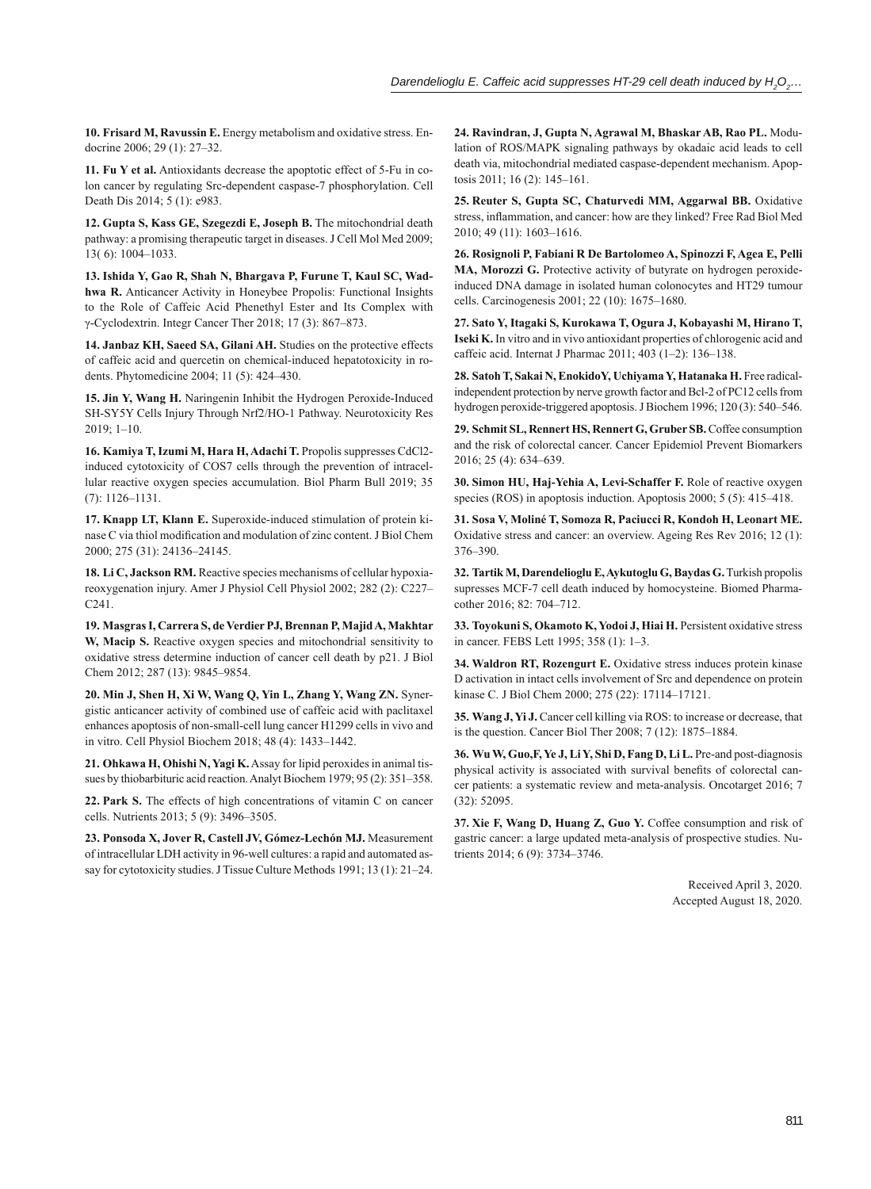**10. Frisard M, Ravussin E.** Energy metabolism and oxidative stress. Endocrine 2006; 29 (1): 27–32.

**11. Fu Y et al.** Antioxidants decrease the apoptotic effect of 5-Fu in colon cancer by regulating Src-dependent caspase-7 phosphorylation. Cell Death Dis 2014; 5 (1): e983.

**12. Gupta S, Kass GE, Szegezdi E, Joseph B.** The mitochondrial death pathway: a promising therapeutic target in diseases. J Cell Mol Med 2009; 13( 6): 1004–1033.

**13. Ishida Y, Gao R, Shah N, Bhargava P, Furune T, Kaul SC, Wadhwa R.** Anticancer Activity in Honeybee Propolis: Functional Insights to the Role of Caffeic Acid Phenethyl Ester and Its Complex with γ-Cyclodextrin. Integr Cancer Ther 2018; 17 (3): 867–873.

**14. Janbaz KH, Saeed SA, Gilani AH.** Studies on the protective effects of caffeic acid and quercetin on chemical-induced hepatotoxicity in rodents. Phytomedicine 2004; 11 (5): 424–430.

**15. Jin Y, Wang H.** Naringenin Inhibit the Hydrogen Peroxide-Induced SH-SY5Y Cells Injury Through Nrf2/HO-1 Pathway. Neurotoxicity Res 2019; 1–10.

**16. Kamiya T, Izumi M, Hara H, Adachi T.** Propolis suppresses CdCl2-induced cytotoxicity of COS7 cells through the prevention of intracellular reactive oxygen species accumulation. Biol Pharm Bull 2019; 35 (7): 1126–1131.

**17. Knapp LT, Klann E.** Superoxide-induced stimulation of protein kinase C via thiol modification and modulation of zinc content. J Biol Chem 2000; 275 (31): 24136–24145.

**18. Li C, Jackson RM.** Reactive species mechanisms of cellular hypoxia-reoxygenation injury. Amer J Physiol Cell Physiol 2002; 282 (2): C227–C241.

**19. Masgras I, Carrera S, de Verdier PJ, Brennan P, Majid A, Makhtar W, Macip S.** Reactive oxygen species and mitochondrial sensitivity to oxidative stress determine induction of cancer cell death by p21. J Biol Chem 2012; 287 (13): 9845–9854.

**20. Min J, Shen H, Xi W, Wang Q, Yin L, Zhang Y, Wang ZN.** Synergistic anticancer activity of combined use of caffeic acid with paclitaxel enhances apoptosis of non-small-cell lung cancer H1299 cells in vivo and in vitro. Cell Physiol Biochem 2018; 48 (4): 1433–1442.

**21. Ohkawa H, Ohishi N, Yagi K.** Assay for lipid peroxides in animal tissues by thiobarbituric acid reaction. Analyt Biochem 1979; 95 (2): 351–358.

**22. Park S.** The effects of high concentrations of vitamin C on cancer cells. Nutrients 2013; 5 (9): 3496–3505.

**23. Ponsoda X, Jover R, Castell JV, Gómez-Lechón MJ.** Measurement of intracellular LDH activity in 96-well cultures: a rapid and automated assay for cytotoxicity studies. J Tissue Culture Methods 1991; 13 (1): 21–24.

**24. Ravindran, J, Gupta N, Agrawal M, Bhaskar AB, Rao PL.** Modulation of ROS/MAPK signaling pathways by okadaic acid leads to cell death via, mitochondrial mediated caspase-dependent mechanism. Apoptosis 2011; 16 (2): 145–161.

**25. Reuter S, Gupta SC, Chaturvedi MM, Aggarwal BB.** Oxidative stress, inflammation, and cancer: how are they linked? Free Rad Biol Med 2010; 49 (11): 1603–1616.

**26. Rosignoli P, Fabiani R De Bartolomeo A, Spinozzi F, Agea E, Pelli MA, Morozzi G.** Protective activity of butyrate on hydrogen peroxide-induced DNA damage in isolated human colonocytes and HT29 tumour cells. Carcinogenesis 2001; 22 (10): 1675–1680.

**27. Sato Y, Itagaki S, Kurokawa T, Ogura J, Kobayashi M, Hirano T, Iseki K.** In vitro and in vivo antioxidant properties of chlorogenic acid and caffeic acid. Internat J Pharmac 2011; 403 (1–2): 136–138.

**28. Satoh T, Sakai N, EnokidoY, Uchiyama Y, Hatanaka H.** Free radical-independent protection by nerve growth factor and Bcl-2 of PC12 cells from hydrogen peroxide-triggered apoptosis. J Biochem 1996; 120 (3): 540–546.

**29. Schmit SL, Rennert HS, Rennert G, Gruber SB.** Coffee consumption and the risk of colorectal cancer. Cancer Epidemiol Prevent Biomarkers 2016; 25 (4): 634–639.

**30. Simon HU, Haj-Yehia A, Levi-Schaffer F.** Role of reactive oxygen species (ROS) in apoptosis induction. Apoptosis 2000; 5 (5): 415–418.

**31. Sosa V, Moliné T, Somoza R, Paciucci R, Kondoh H, Leonart ME.** Oxidative stress and cancer: an overview. Ageing Res Rev 2016; 12 (1): 376–390.

**32. Tartik M, Darendelioglu E, Aykutoglu G, Baydas G.** Turkish propolis supresses MCF-7 cell death induced by homocysteine. Biomed Pharmacother 2016; 82: 704–712.

**33. Toyokuni S, Okamoto K, Yodoi J, Hiai H.** Persistent oxidative stress in cancer. FEBS Lett 1995; 358 (1): 1–3.

**34. Waldron RT, Rozengurt E.** Oxidative stress induces protein kinase D activation in intact cells involvement of Src and dependence on protein kinase C. J Biol Chem 2000; 275 (22): 17114–17121.

**35. Wang J, Yi J.** Cancer cell killing via ROS: to increase or decrease, that is the question. Cancer Biol Ther 2008; 7 (12): 1875–1884.

**36. Wu W, Guo,F, Ye J, Li Y, Shi D, Fang D, Li L.** Pre-and post-diagnosis physical activity is associated with survival benefits of colorectal cancer patients: a systematic review and meta-analysis. Oncotarget 2016; 7 (32): 52095.

**37. Xie F, Wang D, Huang Z, Guo Y.** Coffee consumption and risk of gastric cancer: a large updated meta-analysis of prospective studies. Nutrients 2014; 6 (9): 3734–3746.

Received April 3, 2020.
Accepted August 18, 2020.